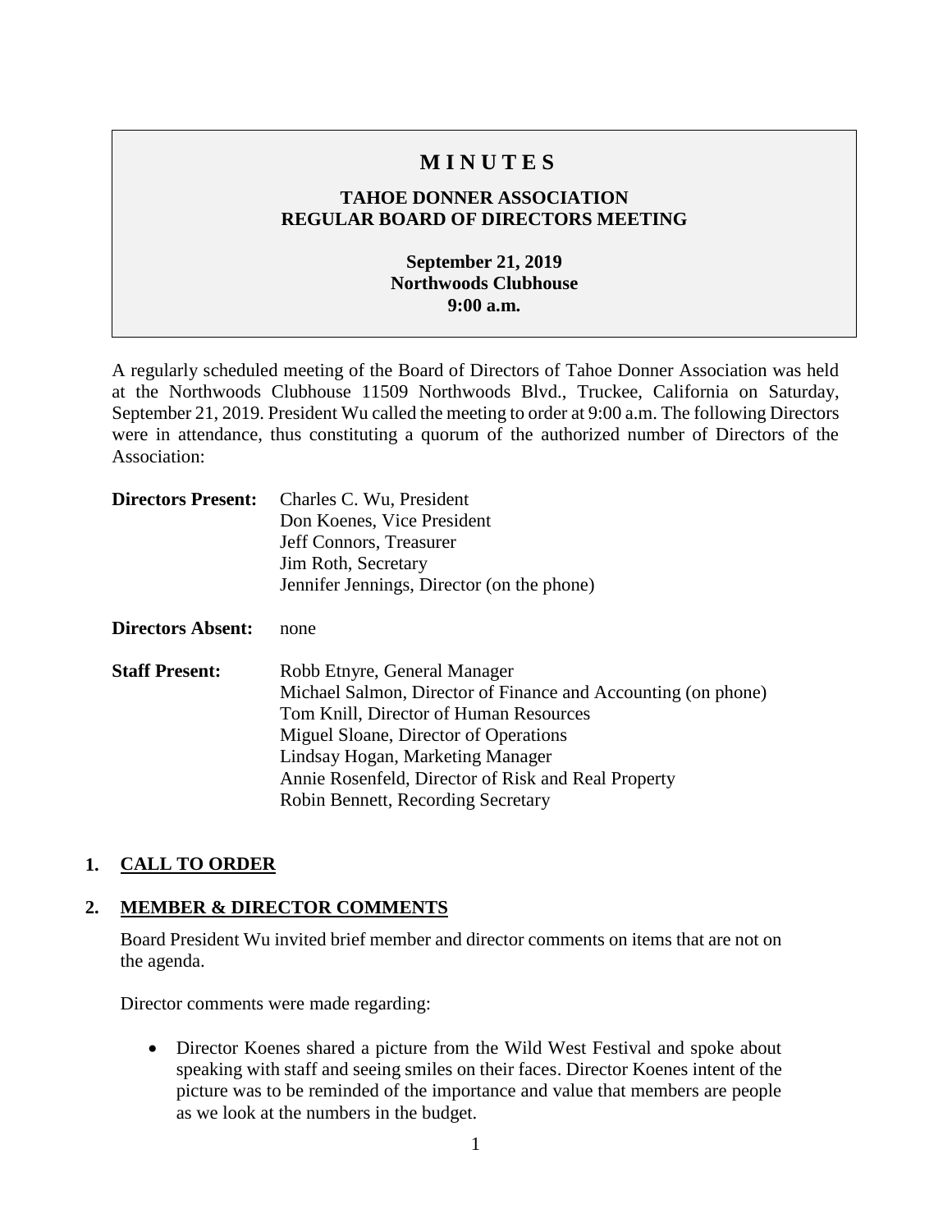# M I N U T E S

## TAHOE DONNER ASSOCIATION
## REGULAR BOARD OF DIRECTORS MEETING

**September 21, 2019**
**Northwoods Clubhouse**
**9:00 a.m.**

A regularly scheduled meeting of the Board of Directors of Tahoe Donner Association was held at the Northwoods Clubhouse 11509 Northwoods Blvd., Truckee, California on Saturday, September 21, 2019. President Wu called the meeting to order at 9:00 a.m. The following Directors were in attendance, thus constituting a quorum of the authorized number of Directors of the Association:

**Directors Present:**
Charles C. Wu, President
Don Koenes, Vice President
Jeff Connors, Treasurer
Jim Roth, Secretary
Jennifer Jennings, Director (on the phone)

**Directors Absent:** none

**Staff Present:**
Robb Etnyre, General Manager
Michael Salmon, Director of Finance and Accounting (on phone)
Tom Knill, Director of Human Resources
Miguel Sloane, Director of Operations
Lindsay Hogan, Marketing Manager
Annie Rosenfeld, Director of Risk and Real Property
Robin Bennett, Recording Secretary

## 1. CALL TO ORDER

## 2. MEMBER & DIRECTOR COMMENTS

Board President Wu invited brief member and director comments on items that are not on the agenda.

Director comments were made regarding:

- Director Koenes shared a picture from the Wild West Festival and spoke about speaking with staff and seeing smiles on their faces. Director Koenes intent of the picture was to be reminded of the importance and value that members are people as we look at the numbers in the budget.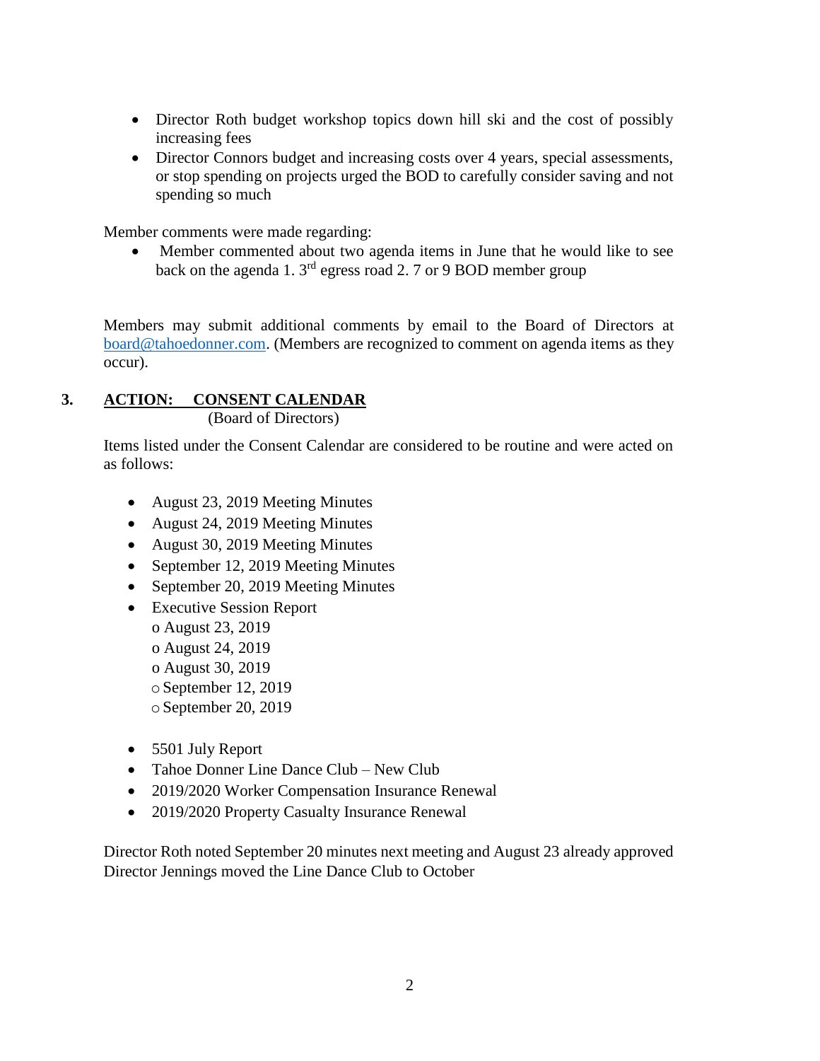- Director Roth budget workshop topics down hill ski and the cost of possibly increasing fees
- Director Connors budget and increasing costs over 4 years, special assessments, or stop spending on projects urged the BOD to carefully consider saving and not spending so much

Member comments were made regarding:

- Member commented about two agenda items in June that he would like to see back on the agenda 1. 3rd egress road 2. 7 or 9 BOD member group

Members may submit additional comments by email to the Board of Directors at board@tahoedonner.com. (Members are recognized to comment on agenda items as they occur).

## 3. ACTION: CONSENT CALENDAR

(Board of Directors)

Items listed under the Consent Calendar are considered to be routine and were acted on as follows:

- August 23, 2019 Meeting Minutes
- August 24, 2019 Meeting Minutes
- August 30, 2019 Meeting Minutes
- September 12, 2019 Meeting Minutes
- September 20, 2019 Meeting Minutes
- Executive Session Report
  - o August 23, 2019
  - o August 24, 2019
  - o August 30, 2019
  - o September 12, 2019
  - o September 20, 2019
- 5501 July Report
- Tahoe Donner Line Dance Club – New Club
- 2019/2020 Worker Compensation Insurance Renewal
- 2019/2020 Property Casualty Insurance Renewal

Director Roth noted September 20 minutes next meeting and August 23 already approved
Director Jennings moved the Line Dance Club to October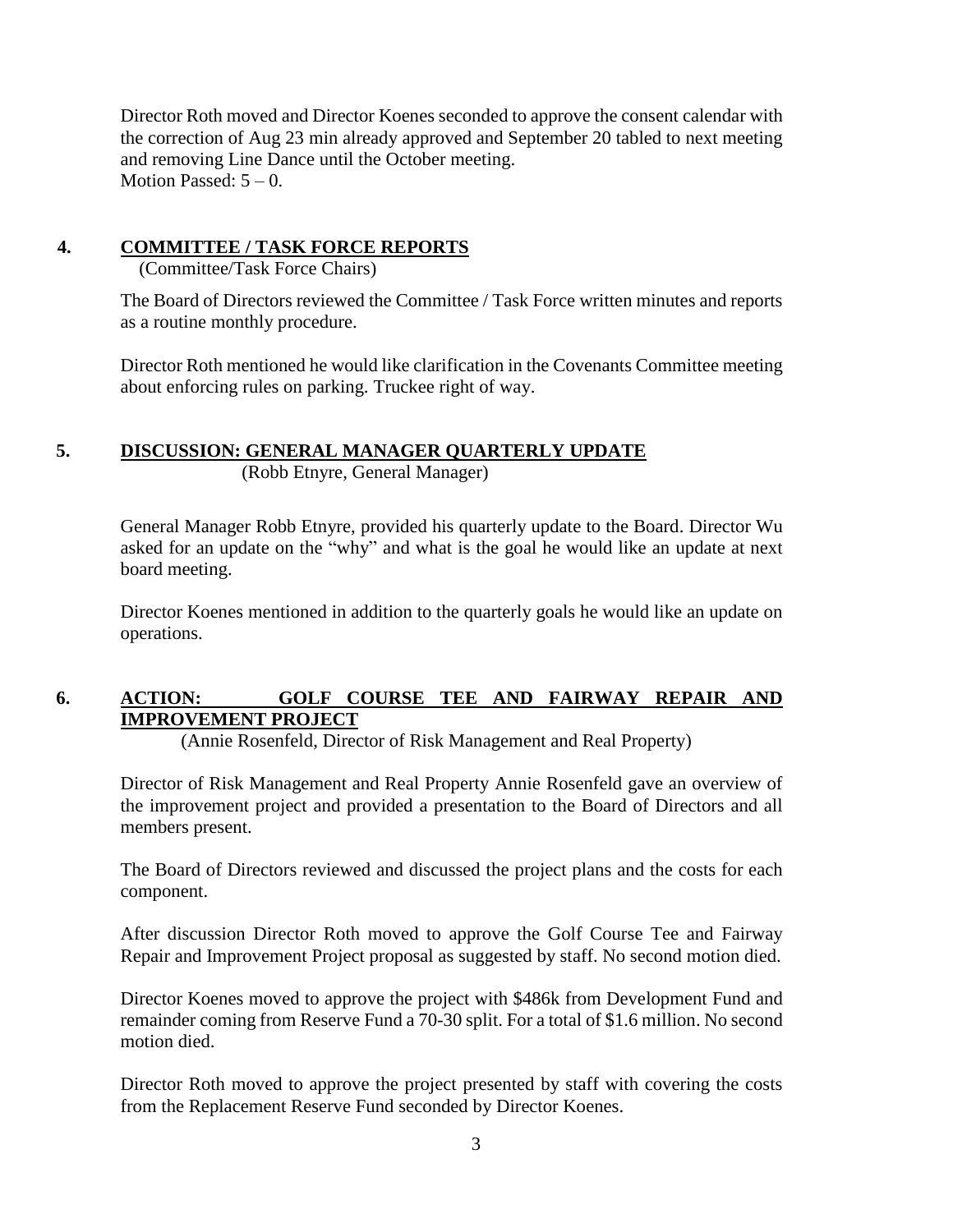Director Roth moved and Director Koenes seconded to approve the consent calendar with the correction of Aug 23 min already approved and September 20 tabled to next meeting and removing Line Dance until the October meeting.
Motion Passed: 5 – 0.

## 4. COMMITTEE / TASK FORCE REPORTS

(Committee/Task Force Chairs)

The Board of Directors reviewed the Committee / Task Force written minutes and reports as a routine monthly procedure.

Director Roth mentioned he would like clarification in the Covenants Committee meeting about enforcing rules on parking. Truckee right of way.

## 5. DISCUSSION: GENERAL MANAGER QUARTERLY UPDATE

(Robb Etnyre, General Manager)

General Manager Robb Etnyre, provided his quarterly update to the Board. Director Wu asked for an update on the "why" and what is the goal he would like an update at next board meeting.

Director Koenes mentioned in addition to the quarterly goals he would like an update on operations.

## 6. ACTION: GOLF COURSE TEE AND FAIRWAY REPAIR AND IMPROVEMENT PROJECT

(Annie Rosenfeld, Director of Risk Management and Real Property)

Director of Risk Management and Real Property Annie Rosenfeld gave an overview of the improvement project and provided a presentation to the Board of Directors and all members present.

The Board of Directors reviewed and discussed the project plans and the costs for each component.

After discussion Director Roth moved to approve the Golf Course Tee and Fairway Repair and Improvement Project proposal as suggested by staff. No second motion died.

Director Koenes moved to approve the project with $486k from Development Fund and remainder coming from Reserve Fund a 70-30 split. For a total of $1.6 million. No second motion died.

Director Roth moved to approve the project presented by staff with covering the costs from the Replacement Reserve Fund seconded by Director Koenes.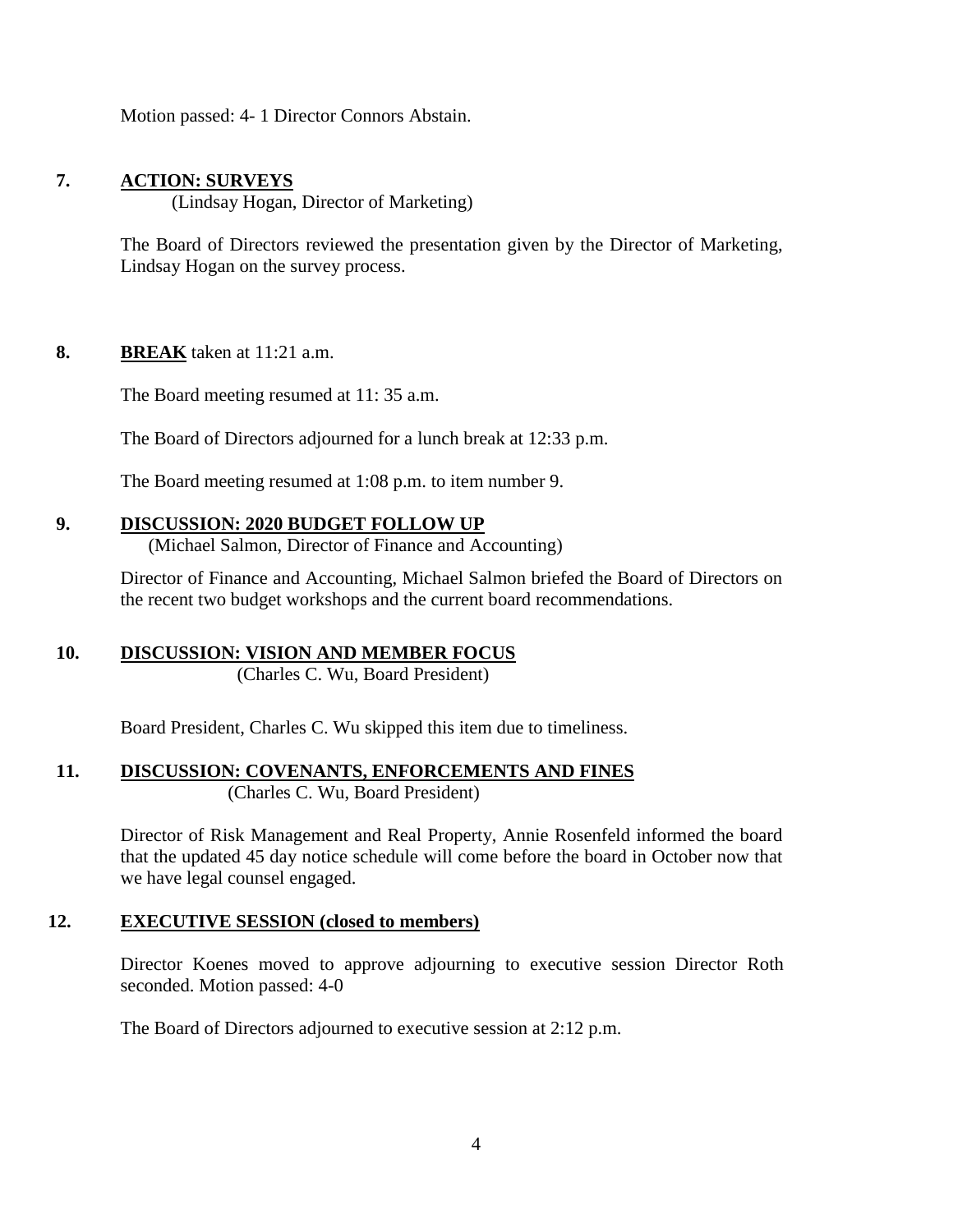Motion passed: 4- 1 Director Connors Abstain.

**7. ACTION: SURVEYS**

(Lindsay Hogan, Director of Marketing)

The Board of Directors reviewed the presentation given by the Director of Marketing, Lindsay Hogan on the survey process.

**8. BREAK** taken at 11:21 a.m.

The Board meeting resumed at 11: 35 a.m.

The Board of Directors adjourned for a lunch break at 12:33 p.m.

The Board meeting resumed at 1:08 p.m. to item number 9.

**9. DISCUSSION: 2020 BUDGET FOLLOW UP**

(Michael Salmon, Director of Finance and Accounting)

Director of Finance and Accounting, Michael Salmon briefed the Board of Directors on the recent two budget workshops and the current board recommendations.

**10. DISCUSSION: VISION AND MEMBER FOCUS**

(Charles C. Wu, Board President)

Board President, Charles C. Wu skipped this item due to timeliness.

**11. DISCUSSION: COVENANTS, ENFORCEMENTS AND FINES**

(Charles C. Wu, Board President)

Director of Risk Management and Real Property, Annie Rosenfeld informed the board that the updated 45 day notice schedule will come before the board in October now that we have legal counsel engaged.

**12. EXECUTIVE SESSION (closed to members)**

Director Koenes moved to approve adjourning to executive session Director Roth seconded. Motion passed: 4-0

The Board of Directors adjourned to executive session at 2:12 p.m.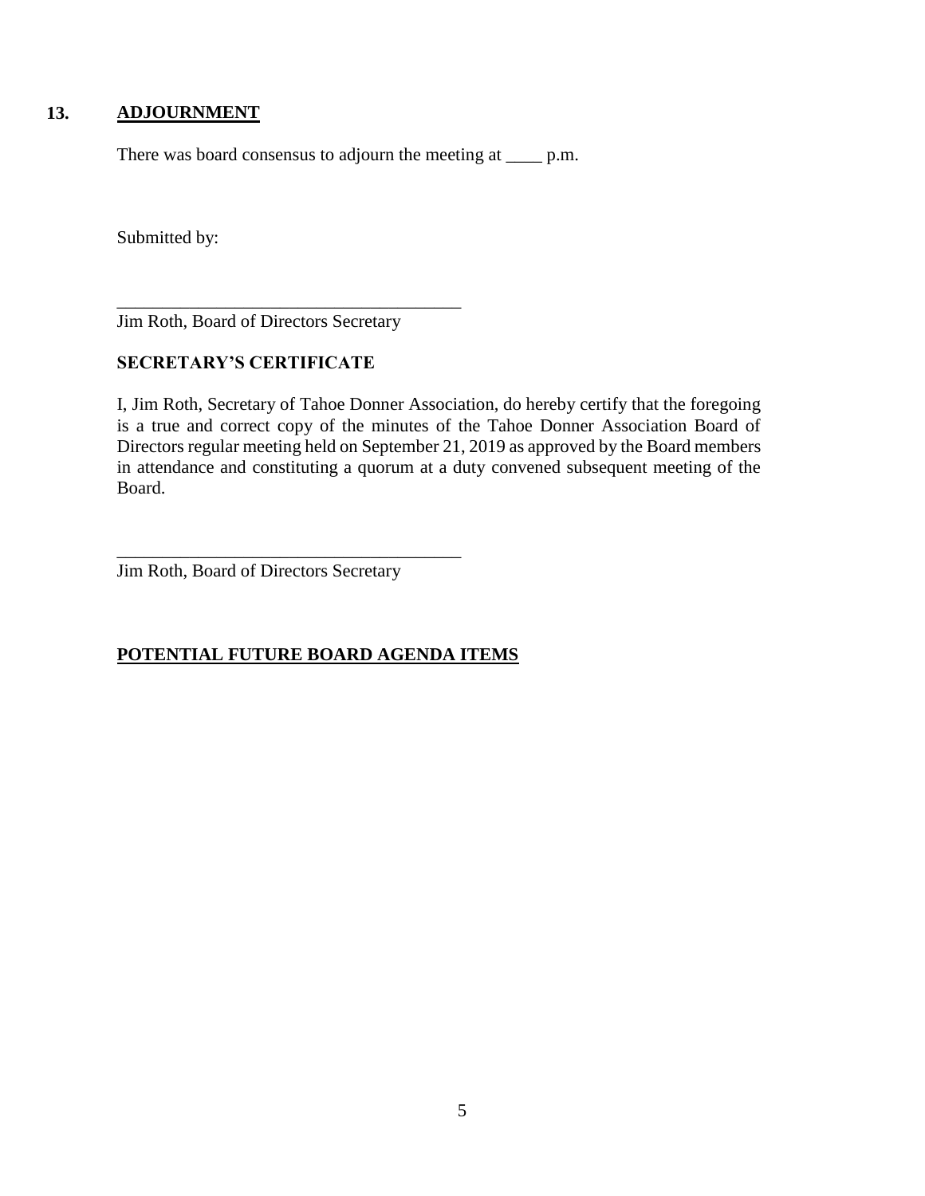## 13. ADJOURNMENT

There was board consensus to adjourn the meeting at ____ p.m.

Submitted by:

_______________________________________
Jim Roth, Board of Directors Secretary

### SECRETARY'S CERTIFICATE

I, Jim Roth, Secretary of Tahoe Donner Association, do hereby certify that the foregoing is a true and correct copy of the minutes of the Tahoe Donner Association Board of Directors regular meeting held on September 21, 2019 as approved by the Board members in attendance and constituting a quorum at a duty convened subsequent meeting of the Board.

_______________________________________
Jim Roth, Board of Directors Secretary

## POTENTIAL FUTURE BOARD AGENDA ITEMS